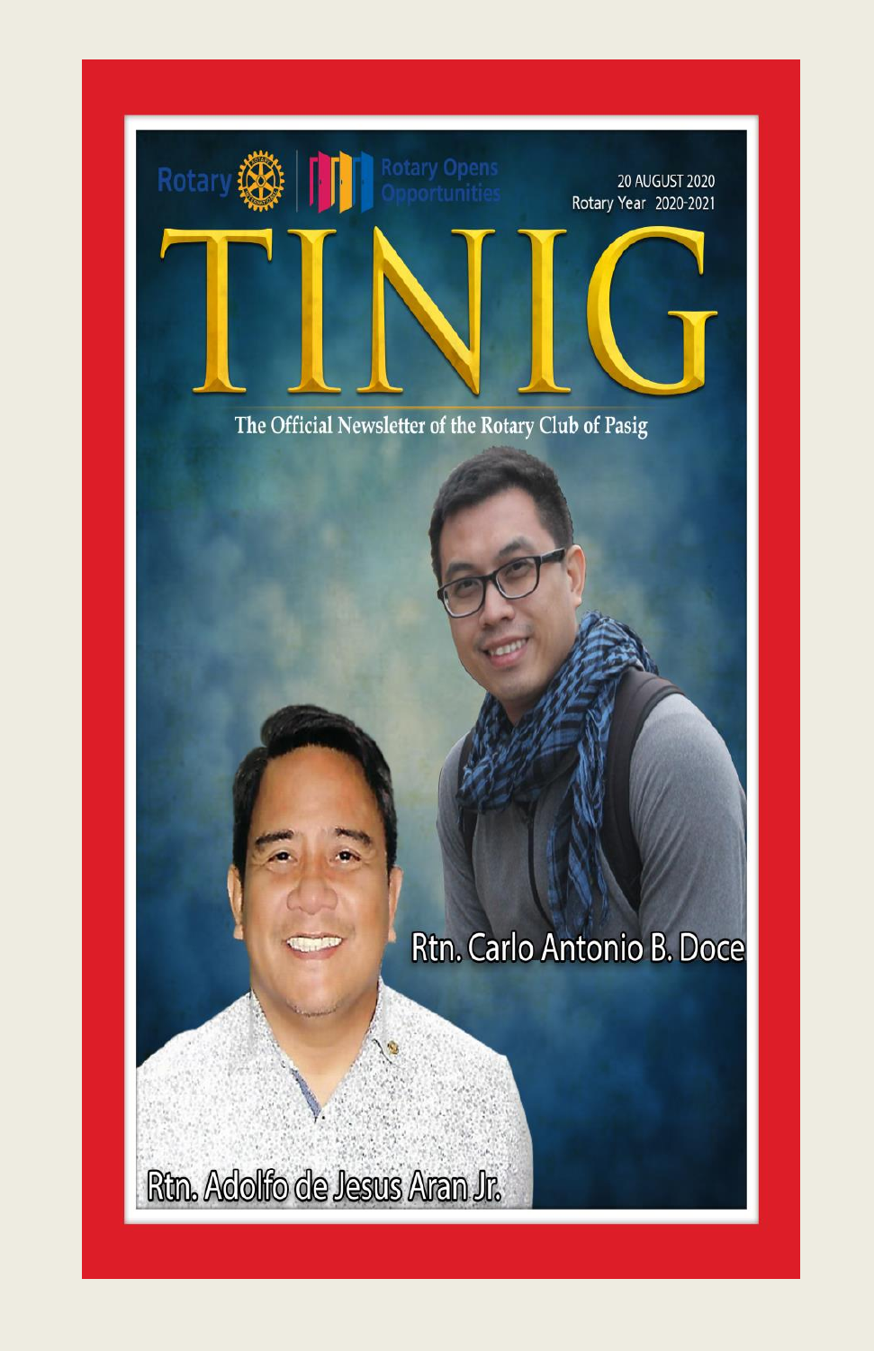Rotary | Rotary Opens Opportunities

20 AUGUST 2020

Rotary Year 2020-2021

# TINIG

The Official Newsletter of the Rotary Club of Pasig

Rtn. Carlo Antonio B. Doce

Rtn. Adolfo de Jesus Aran Jr.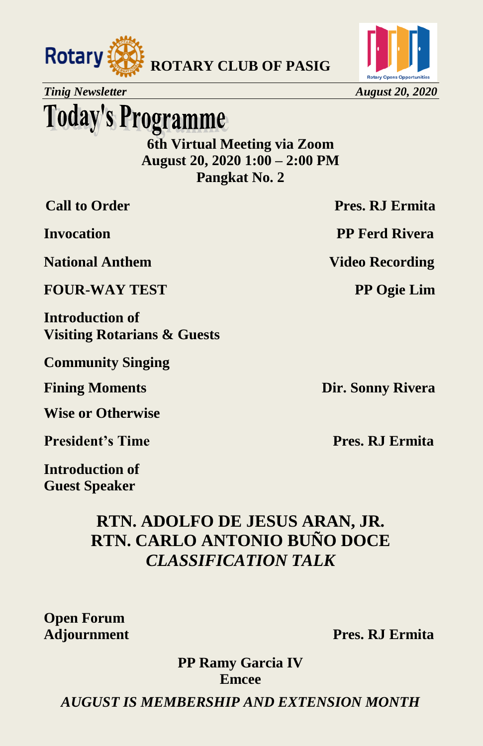**ROTARY CLUB OF PASIG**

*Tinig Newsletter* *August 20, 2020*

# Today's Programme

**6th Virtual Meeting via Zoom**
**August 20, 2020 1:00 – 2:00 PM**
**Pangkat No. 2**

| | |
|---|---|
| **Call to Order** | **Pres. RJ Ermita** |
| **Invocation** | **PP Ferd Rivera** |
| **National Anthem** | **Video Recording** |
| **FOUR-WAY TEST** | **PP Ogie Lim** |
| **Introduction of Visiting Rotarians & Guests** | |
| **Community Singing** | |
| **Fining Moments** | **Dir. Sonny Rivera** |
| **Wise or Otherwise** | |
| **President's Time** | **Pres. RJ Ermita** |
| **Introduction of Guest Speaker** | |

**RTN. ADOLFO DE JESUS ARAN, JR.**
**RTN. CARLO ANTONIO BUÑO DOCE**
***CLASSIFICATION TALK***

| | |
|---|---|
| **Open Forum** | |
| **Adjournment** | **Pres. RJ Ermita** |

**PP Ramy Garcia IV**
**Emcee**

***AUGUST IS MEMBERSHIP AND EXTENSION MONTH***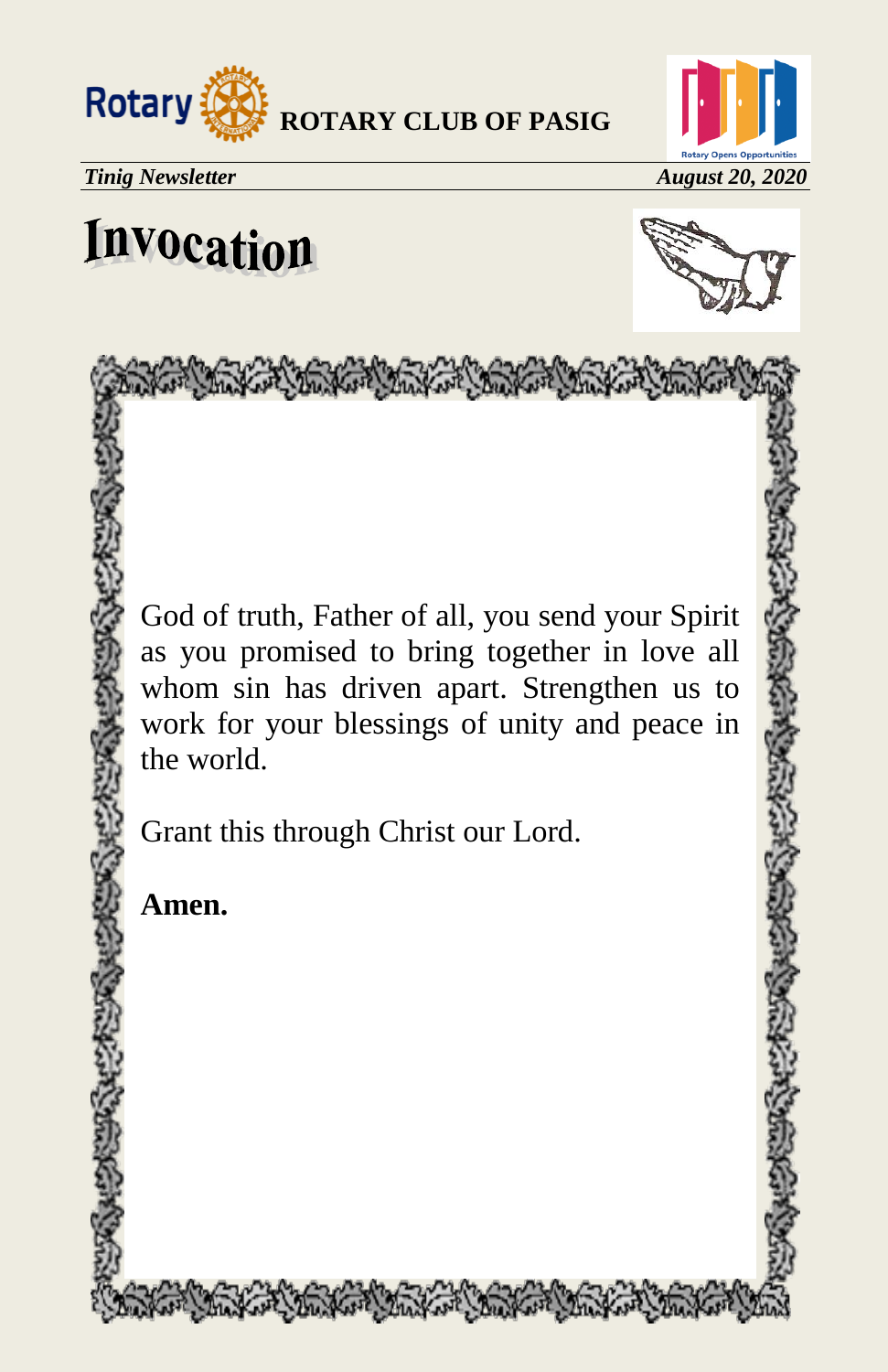# Invocation

God of truth, Father of all, you send your Spirit as you promised to bring together in love all whom sin has driven apart. Strengthen us to work for your blessings of unity and peace in the world.

Grant this through Christ our Lord.

**Amen.**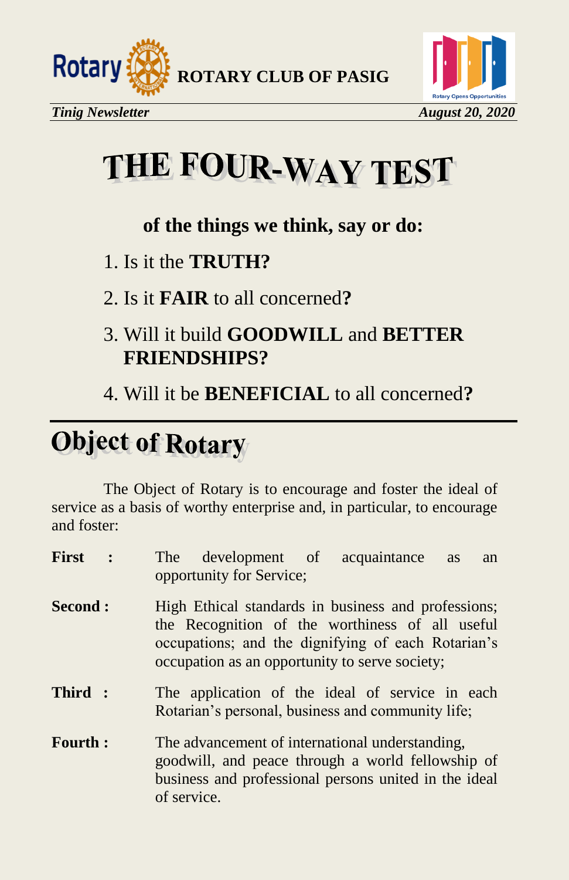# THE FOUR-WAY TEST

**of the things we think, say or do:**

1. Is it the **TRUTH?**
2. Is it **FAIR** to all concerned**?**
3. Will it build **GOODWILL** and **BETTER FRIENDSHIPS?**
4. Will it be **BENEFICIAL** to all concerned**?**

# Object of Rotary

The Object of Rotary is to encourage and foster the ideal of service as a basis of worthy enterprise and, in particular, to encourage and foster:

**First :** The development of acquaintance as an opportunity for Service;

**Second :** High Ethical standards in business and professions; the Recognition of the worthiness of all useful occupations; and the dignifying of each Rotarian's occupation as an opportunity to serve society;

**Third :** The application of the ideal of service in each Rotarian's personal, business and community life;

**Fourth :** The advancement of international understanding, goodwill, and peace through a world fellowship of business and professional persons united in the ideal of service.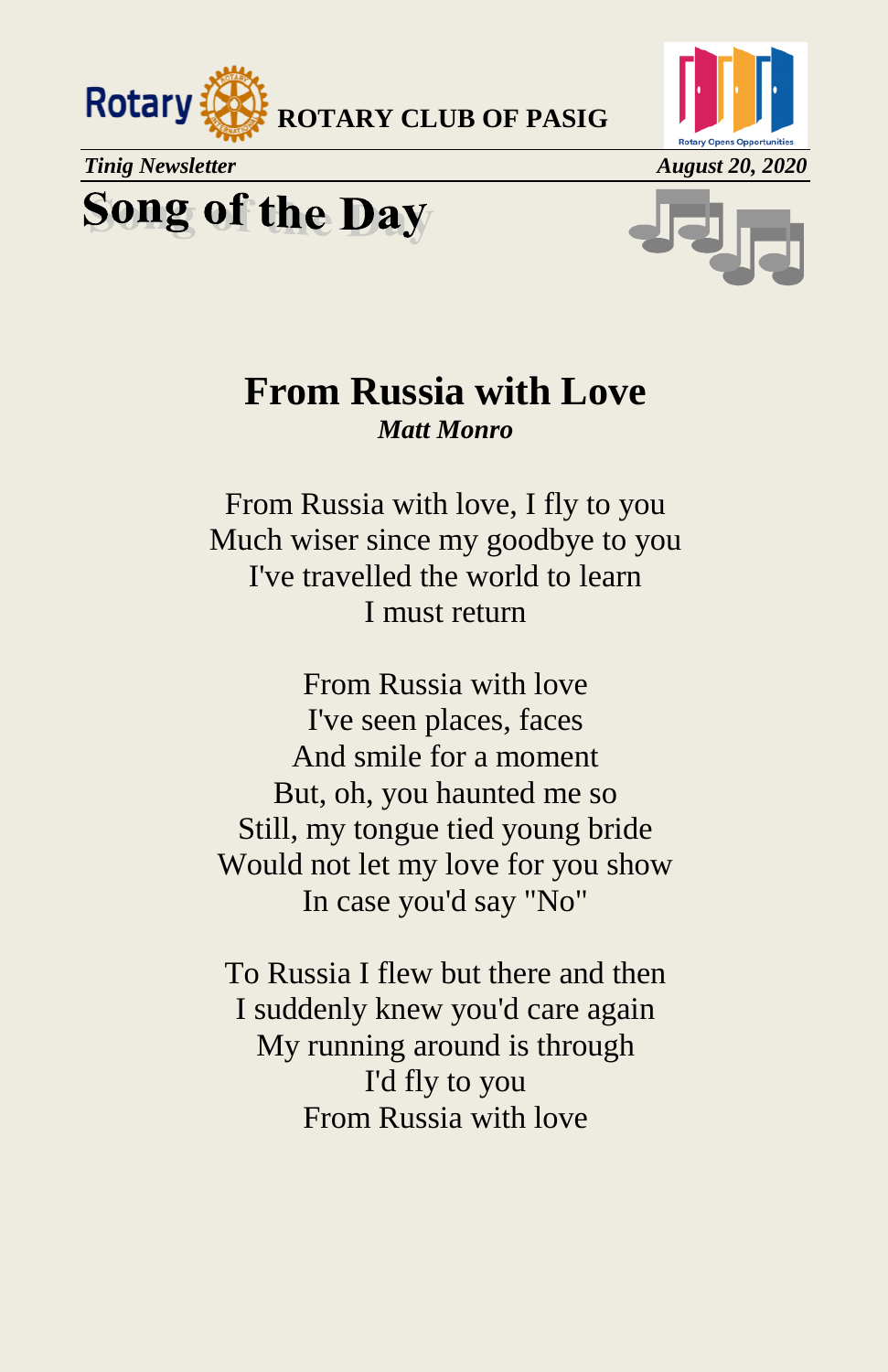# Song of the Day

## From Russia with Love

***Matt Monro***

From Russia with love, I fly to you
Much wiser since my goodbye to you
I've travelled the world to learn
I must return

From Russia with love
I've seen places, faces
And smile for a moment
But, oh, you haunted me so
Still, my tongue tied young bride
Would not let my love for you show
In case you'd say "No"

To Russia I flew but there and then
I suddenly knew you'd care again
My running around is through
I'd fly to you
From Russia with love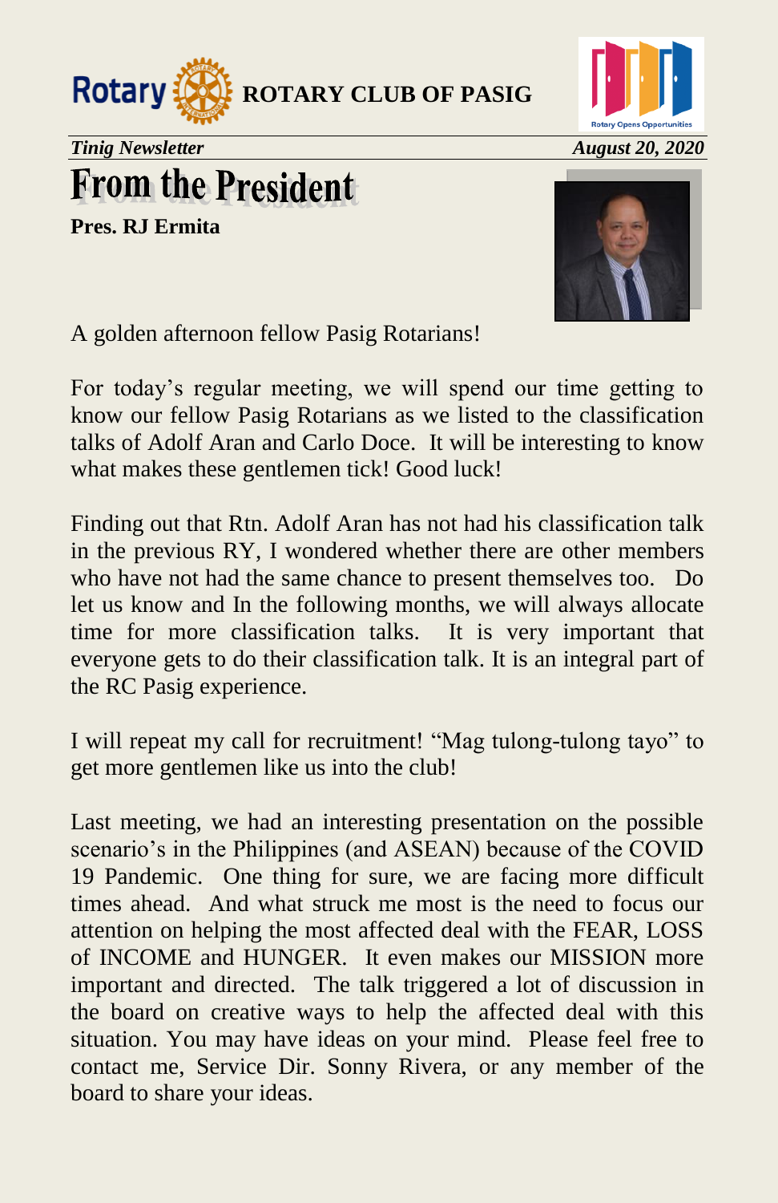ROTARY CLUB OF PASIG

*Tinig Newsletter* *August 20, 2020*

# From the President

**Pres. RJ Ermita**

A golden afternoon fellow Pasig Rotarians!

For today's regular meeting, we will spend our time getting to know our fellow Pasig Rotarians as we listed to the classification talks of Adolf Aran and Carlo Doce. It will be interesting to know what makes these gentlemen tick! Good luck!

Finding out that Rtn. Adolf Aran has not had his classification talk in the previous RY, I wondered whether there are other members who have not had the same chance to present themselves too. Do let us know and In the following months, we will always allocate time for more classification talks. It is very important that everyone gets to do their classification talk. It is an integral part of the RC Pasig experience.

I will repeat my call for recruitment! "Mag tulong-tulong tayo" to get more gentlemen like us into the club!

Last meeting, we had an interesting presentation on the possible scenario's in the Philippines (and ASEAN) because of the COVID 19 Pandemic. One thing for sure, we are facing more difficult times ahead. And what struck me most is the need to focus our attention on helping the most affected deal with the FEAR, LOSS of INCOME and HUNGER. It even makes our MISSION more important and directed. The talk triggered a lot of discussion in the board on creative ways to help the affected deal with this situation. You may have ideas on your mind. Please feel free to contact me, Service Dir. Sonny Rivera, or any member of the board to share your ideas.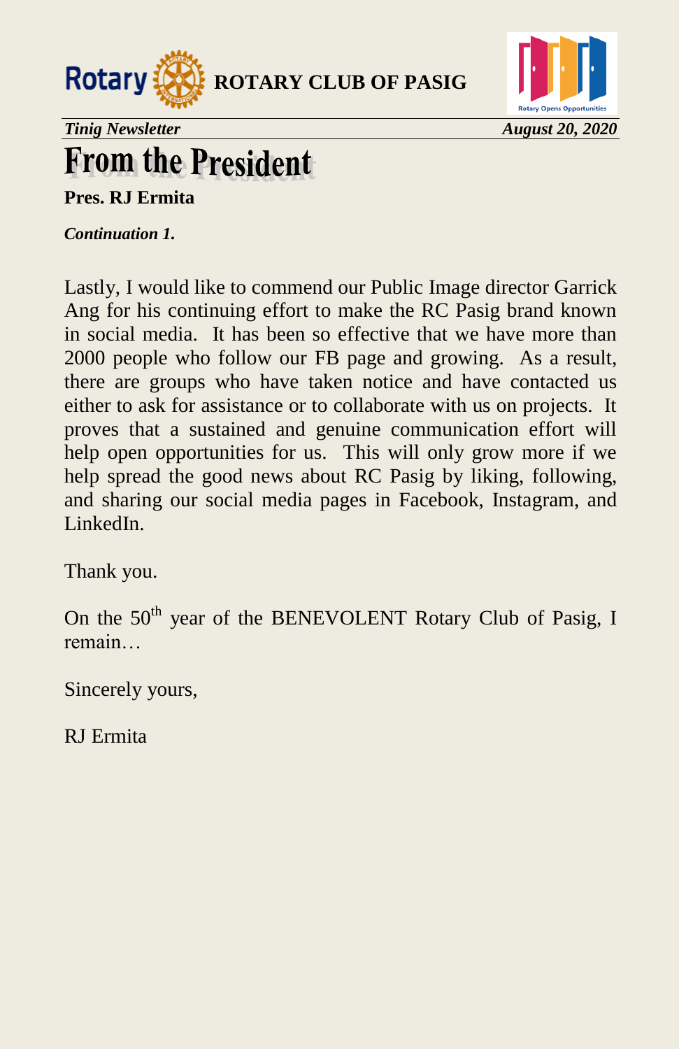# From the President

**Pres. RJ Ermita**

***Continuation 1.***

Lastly, I would like to commend our Public Image director Garrick Ang for his continuing effort to make the RC Pasig brand known in social media. It has been so effective that we have more than 2000 people who follow our FB page and growing. As a result, there are groups who have taken notice and have contacted us either to ask for assistance or to collaborate with us on projects. It proves that a sustained and genuine communication effort will help open opportunities for us. This will only grow more if we help spread the good news about RC Pasig by liking, following, and sharing our social media pages in Facebook, Instagram, and LinkedIn.

Thank you.

On the 50th year of the BENEVOLENT Rotary Club of Pasig, I remain…

Sincerely yours,

RJ Ermita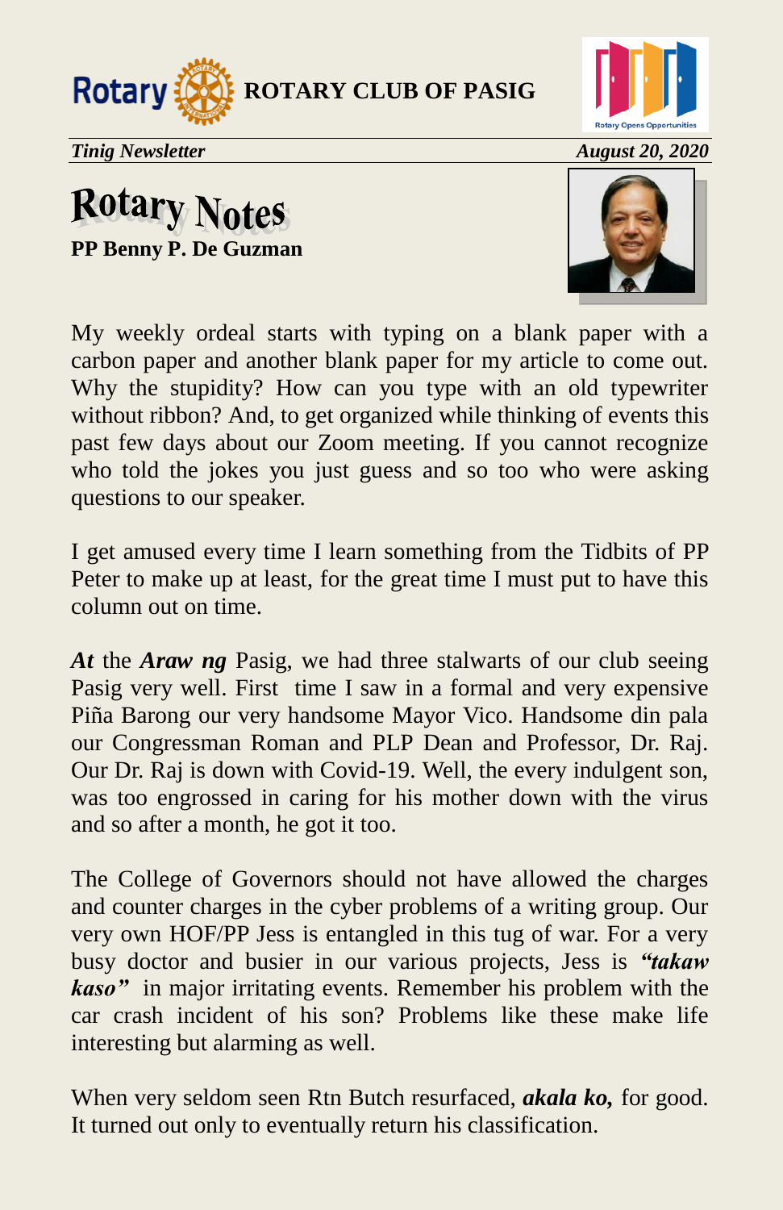# Rotary Notes

**PP Benny P. De Guzman**

My weekly ordeal starts with typing on a blank paper with a carbon paper and another blank paper for my article to come out. Why the stupidity? How can you type with an old typewriter without ribbon? And, to get organized while thinking of events this past few days about our Zoom meeting. If you cannot recognize who told the jokes you just guess and so too who were asking questions to our speaker.

I get amused every time I learn something from the Tidbits of PP Peter to make up at least, for the great time I must put to have this column out on time.

***At*** the ***Araw ng*** Pasig, we had three stalwarts of our club seeing Pasig very well. First time I saw in a formal and very expensive Piña Barong our very handsome Mayor Vico. Handsome din pala our Congressman Roman and PLP Dean and Professor, Dr. Raj. Our Dr. Raj is down with Covid-19. Well, the every indulgent son, was too engrossed in caring for his mother down with the virus and so after a month, he got it too.

The College of Governors should not have allowed the charges and counter charges in the cyber problems of a writing group. Our very own HOF/PP Jess is entangled in this tug of war. For a very busy doctor and busier in our various projects, Jess is ***"takaw kaso"*** in major irritating events. Remember his problem with the car crash incident of his son? Problems like these make life interesting but alarming as well.

When very seldom seen Rtn Butch resurfaced, ***akala ko,*** for good. It turned out only to eventually return his classification.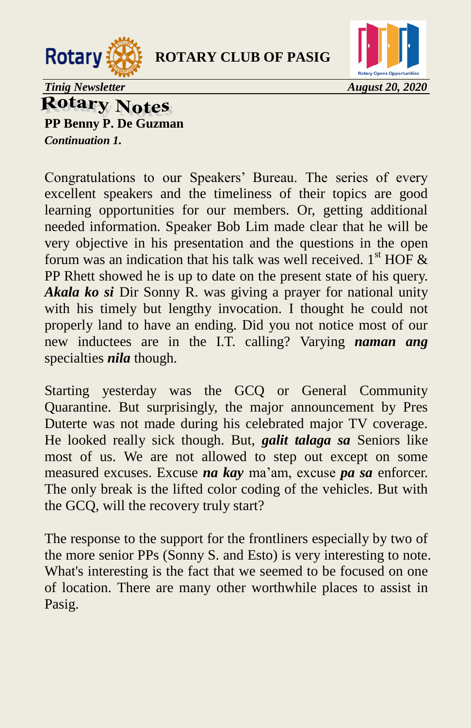# Rotary Notes

**PP Benny P. De Guzman**

***Continuation 1.***

Congratulations to our Speakers' Bureau. The series of every excellent speakers and the timeliness of their topics are good learning opportunities for our members. Or, getting additional needed information. Speaker Bob Lim made clear that he will be very objective in his presentation and the questions in the open forum was an indication that his talk was well received. 1st HOF & PP Rhett showed he is up to date on the present state of his query. ***Akala ko si*** Dir Sonny R. was giving a prayer for national unity with his timely but lengthy invocation. I thought he could not properly land to have an ending. Did you not notice most of our new inductees are in the I.T. calling? Varying ***naman ang*** specialties ***nila*** though.

Starting yesterday was the GCQ or General Community Quarantine. But surprisingly, the major announcement by Pres Duterte was not made during his celebrated major TV coverage. He looked really sick though. But, ***galit talaga sa*** Seniors like most of us. We are not allowed to step out except on some measured excuses. Excuse ***na kay*** ma'am, excuse ***pa sa*** enforcer. The only break is the lifted color coding of the vehicles. But with the GCQ, will the recovery truly start?

The response to the support for the frontliners especially by two of the more senior PPs (Sonny S. and Esto) is very interesting to note. What's interesting is the fact that we seemed to be focused on one of location. There are many other worthwhile places to assist in Pasig.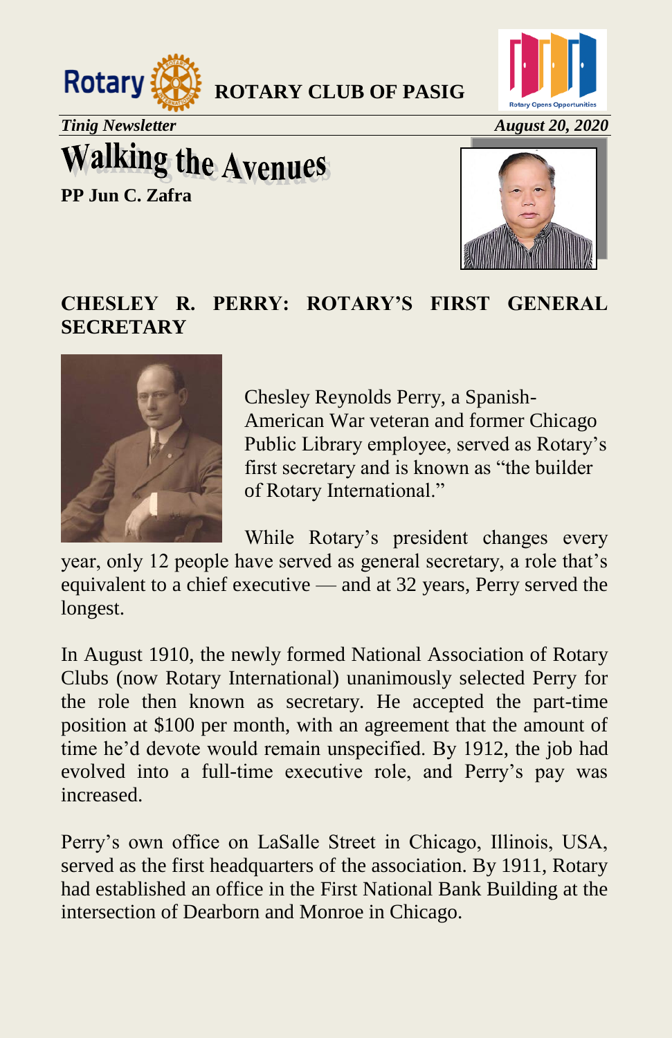**ROTARY CLUB OF PASIG**

*Tinig Newsletter* *August 20, 2020*

# Walking the Avenues

**PP Jun C. Zafra**

## CHESLEY R. PERRY: ROTARY'S FIRST GENERAL SECRETARY

Chesley Reynolds Perry, a Spanish-American War veteran and former Chicago Public Library employee, served as Rotary's first secretary and is known as "the builder of Rotary International."

While Rotary's president changes every year, only 12 people have served as general secretary, a role that's equivalent to a chief executive — and at 32 years, Perry served the longest.

In August 1910, the newly formed National Association of Rotary Clubs (now Rotary International) unanimously selected Perry for the role then known as secretary. He accepted the part-time position at $100 per month, with an agreement that the amount of time he'd devote would remain unspecified. By 1912, the job had evolved into a full-time executive role, and Perry's pay was increased.

Perry's own office on LaSalle Street in Chicago, Illinois, USA, served as the first headquarters of the association. By 1911, Rotary had established an office in the First National Bank Building at the intersection of Dearborn and Monroe in Chicago.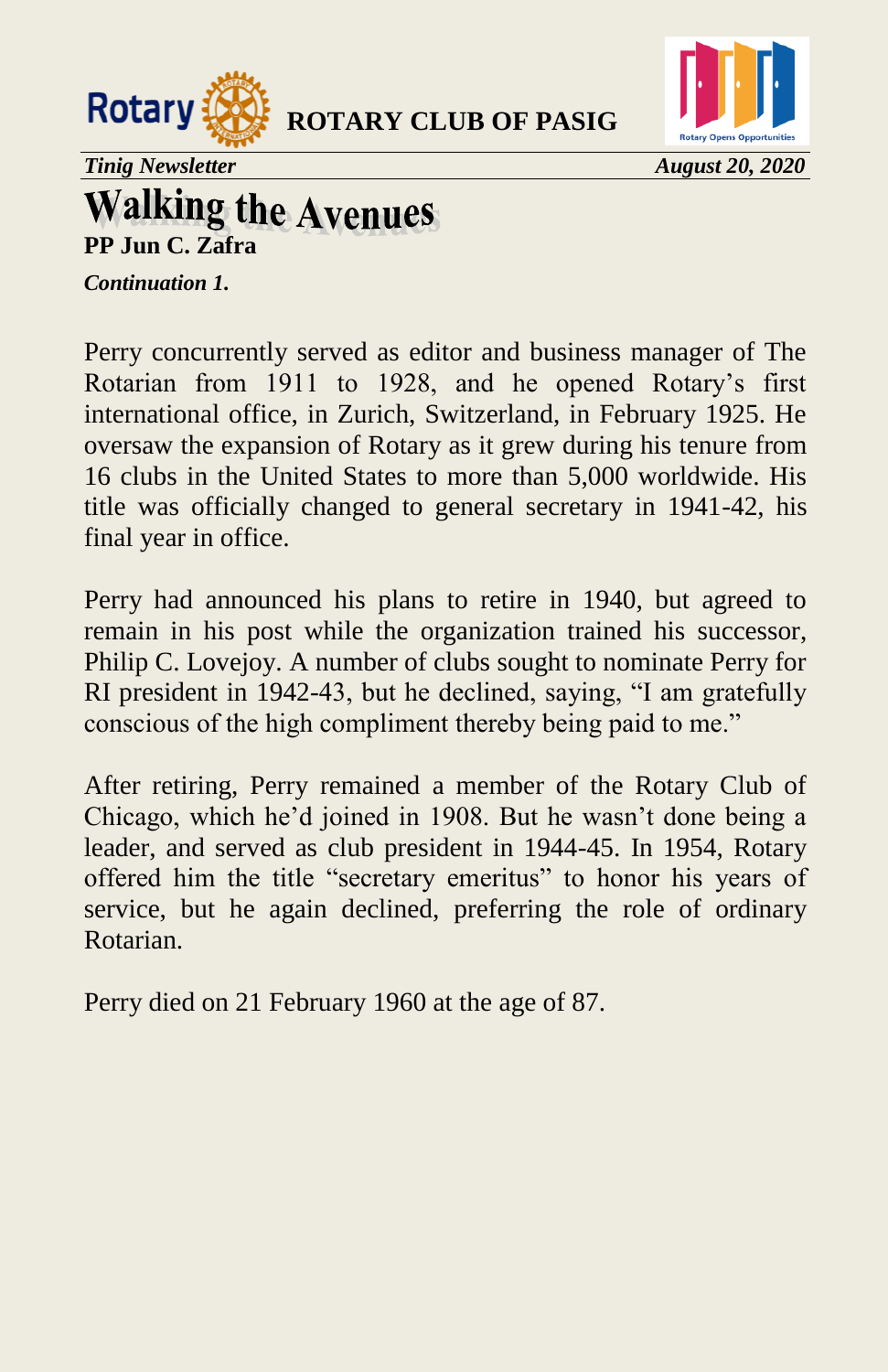# Walking the Avenues

**PP Jun C. Zafra**

***Continuation 1.***

Perry concurrently served as editor and business manager of The Rotarian from 1911 to 1928, and he opened Rotary's first international office, in Zurich, Switzerland, in February 1925. He oversaw the expansion of Rotary as it grew during his tenure from 16 clubs in the United States to more than 5,000 worldwide. His title was officially changed to general secretary in 1941-42, his final year in office.

Perry had announced his plans to retire in 1940, but agreed to remain in his post while the organization trained his successor, Philip C. Lovejoy. A number of clubs sought to nominate Perry for RI president in 1942-43, but he declined, saying, "I am gratefully conscious of the high compliment thereby being paid to me."

After retiring, Perry remained a member of the Rotary Club of Chicago, which he'd joined in 1908. But he wasn't done being a leader, and served as club president in 1944-45. In 1954, Rotary offered him the title "secretary emeritus" to honor his years of service, but he again declined, preferring the role of ordinary Rotarian.

Perry died on 21 February 1960 at the age of 87.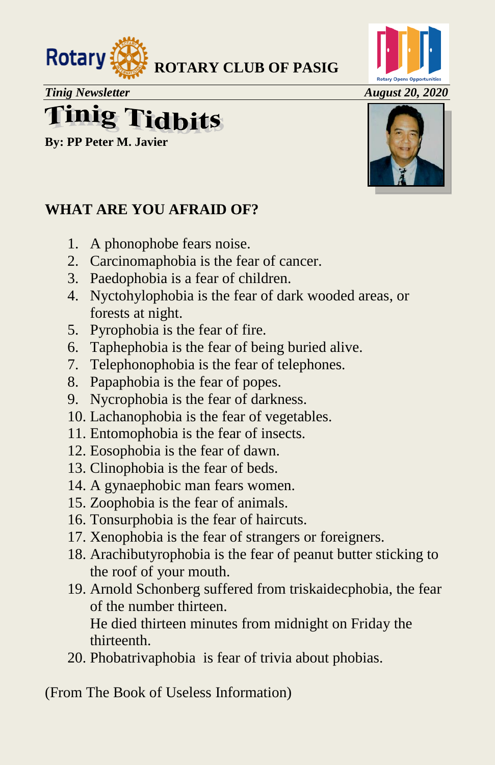ROTARY CLUB OF PASIG

*Tinig Newsletter* *August 20, 2020*

# Tinig Tidbits

**By: PP Peter M. Javier**

## WHAT ARE YOU AFRAID OF?

1. A phonophobe fears noise.
2. Carcinomaphobia is the fear of cancer.
3. Paedophobia is a fear of children.
4. Nyctohylophobia is the fear of dark wooded areas, or forests at night.
5. Pyrophobia is the fear of fire.
6. Taphephobia is the fear of being buried alive.
7. Telephonophobia is the fear of telephones.
8. Papaphobia is the fear of popes.
9. Nycrophobia is the fear of darkness.
10. Lachanophobia is the fear of vegetables.
11. Entomophobia is the fear of insects.
12. Eosophobia is the fear of dawn.
13. Clinophobia is the fear of beds.
14. A gynaephobic man fears women.
15. Zoophobia is the fear of animals.
16. Tonsurphobia is the fear of haircuts.
17. Xenophobia is the fear of strangers or foreigners.
18. Arachibutyrophobia is the fear of peanut butter sticking to the roof of your mouth.
19. Arnold Schonberg suffered from triskaidecphobia, the fear of the number thirteen.
    He died thirteen minutes from midnight on Friday the thirteenth.
20. Phobatrivaphobia is fear of trivia about phobias.

(From The Book of Useless Information)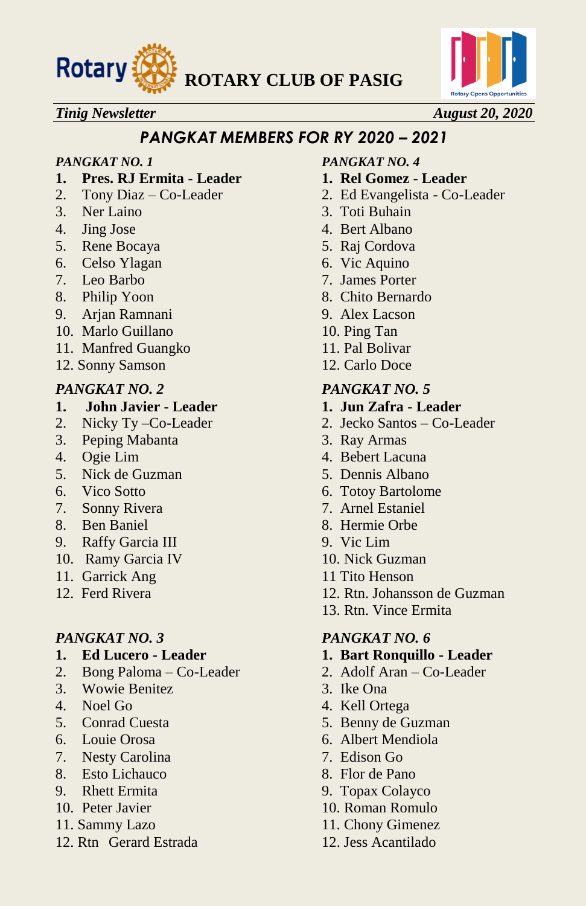**ROTARY CLUB OF PASIG**

*Tinig Newsletter* *August 20, 2020*

## *PANGKAT MEMBERS FOR RY 2020 – 2021*

*PANGKAT NO. 1*

1. **Pres. RJ Ermita - Leader**
2. Tony Diaz – Co-Leader
3. Ner Laino
4. Jing Jose
5. Rene Bocaya
6. Celso Ylagan
7. Leo Barbo
8. Philip Yoon
9. Arjan Ramnani
10. Marlo Guillano
11. Manfred Guangko
12. Sonny Samson

*PANGKAT NO. 2*

1. **John Javier - Leader**
2. Nicky Ty –Co-Leader
3. Peping Mabanta
4. Ogie Lim
5. Nick de Guzman
6. Vico Sotto
7. Sonny Rivera
8. Ben Baniel
9. Raffy Garcia III
10. Ramy Garcia IV
11. Garrick Ang
12. Ferd Rivera

*PANGKAT NO. 3*

1. **Ed Lucero - Leader**
2. Bong Paloma – Co-Leader
3. Wowie Benitez
4. Noel Go
5. Conrad Cuesta
6. Louie Orosa
7. Nesty Carolina
8. Esto Lichauco
9. Rhett Ermita
10. Peter Javier
11. Sammy Lazo
12. Rtn Gerard Estrada

*PANGKAT NO. 4*

1. **Rel Gomez - Leader**
2. Ed Evangelista - Co-Leader
3. Toti Buhain
4. Bert Albano
5. Raj Cordova
6. Vic Aquino
7. James Porter
8. Chito Bernardo
9. Alex Lacson
10. Ping Tan
11. Pal Bolivar
12. Carlo Doce

*PANGKAT NO. 5*

1. **Jun Zafra - Leader**
2. Jecko Santos – Co-Leader
3. Ray Armas
4. Bebert Lacuna
5. Dennis Albano
6. Totoy Bartolome
7. Arnel Estaniel
8. Hermie Orbe
9. Vic Lim
10. Nick Guzman
11. Tito Henson
12. Rtn. Johansson de Guzman
13. Rtn. Vince Ermita

*PANGKAT NO. 6*

1. **Bart Ronquillo - Leader**
2. Adolf Aran – Co-Leader
3. Ike Ona
4. Kell Ortega
5. Benny de Guzman
6. Albert Mendiola
7. Edison Go
8. Flor de Pano
9. Topax Colayco
10. Roman Romulo
11. Chony Gimenez
12. Jess Acantilado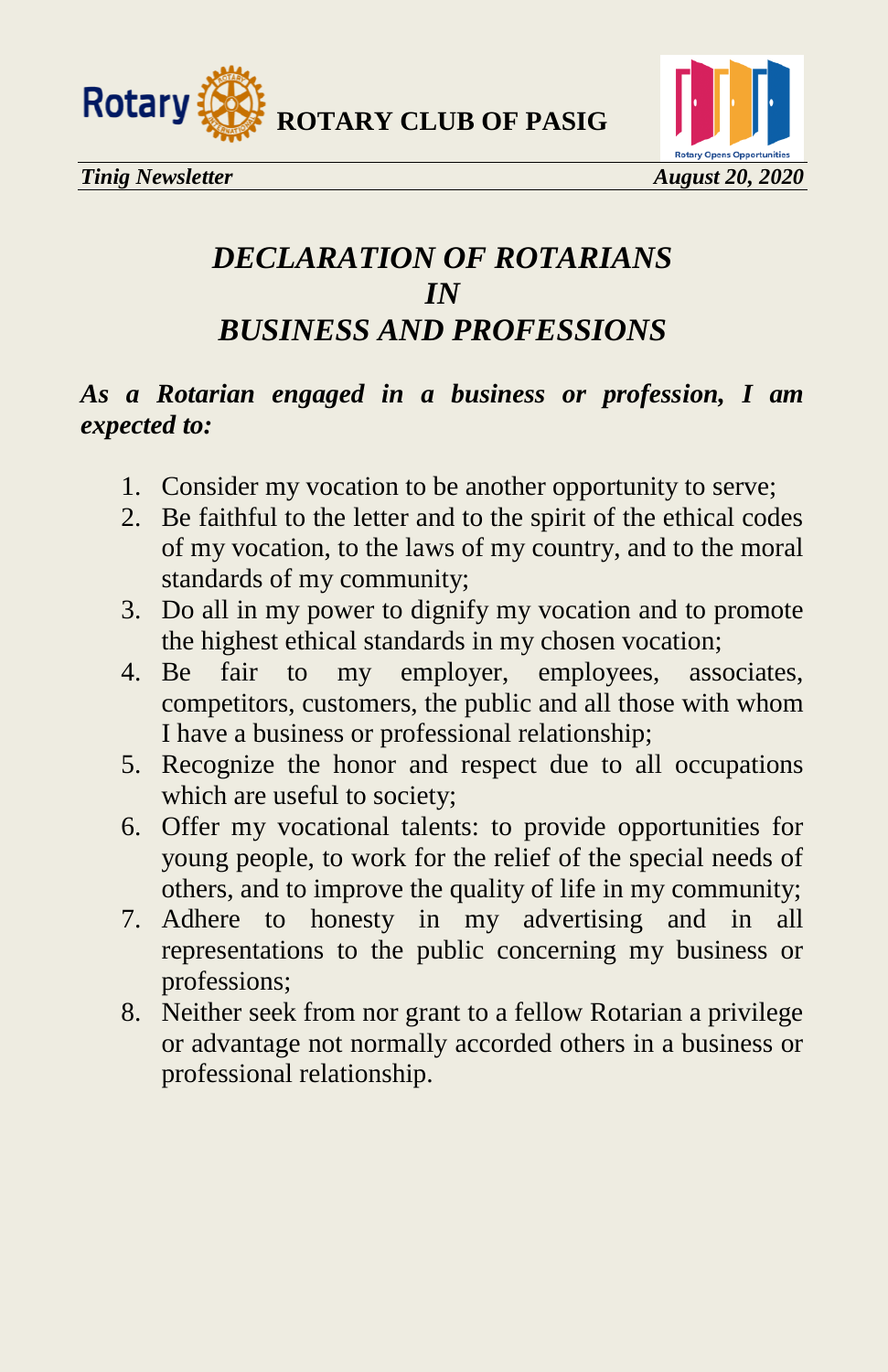# *DECLARATION OF ROTARIANS IN BUSINESS AND PROFESSIONS*

***As a Rotarian engaged in a business or profession, I am expected to:***

1. Consider my vocation to be another opportunity to serve;
2. Be faithful to the letter and to the spirit of the ethical codes of my vocation, to the laws of my country, and to the moral standards of my community;
3. Do all in my power to dignify my vocation and to promote the highest ethical standards in my chosen vocation;
4. Be fair to my employer, employees, associates, competitors, customers, the public and all those with whom I have a business or professional relationship;
5. Recognize the honor and respect due to all occupations which are useful to society;
6. Offer my vocational talents: to provide opportunities for young people, to work for the relief of the special needs of others, and to improve the quality of life in my community;
7. Adhere to honesty in my advertising and in all representations to the public concerning my business or professions;
8. Neither seek from nor grant to a fellow Rotarian a privilege or advantage not normally accorded others in a business or professional relationship.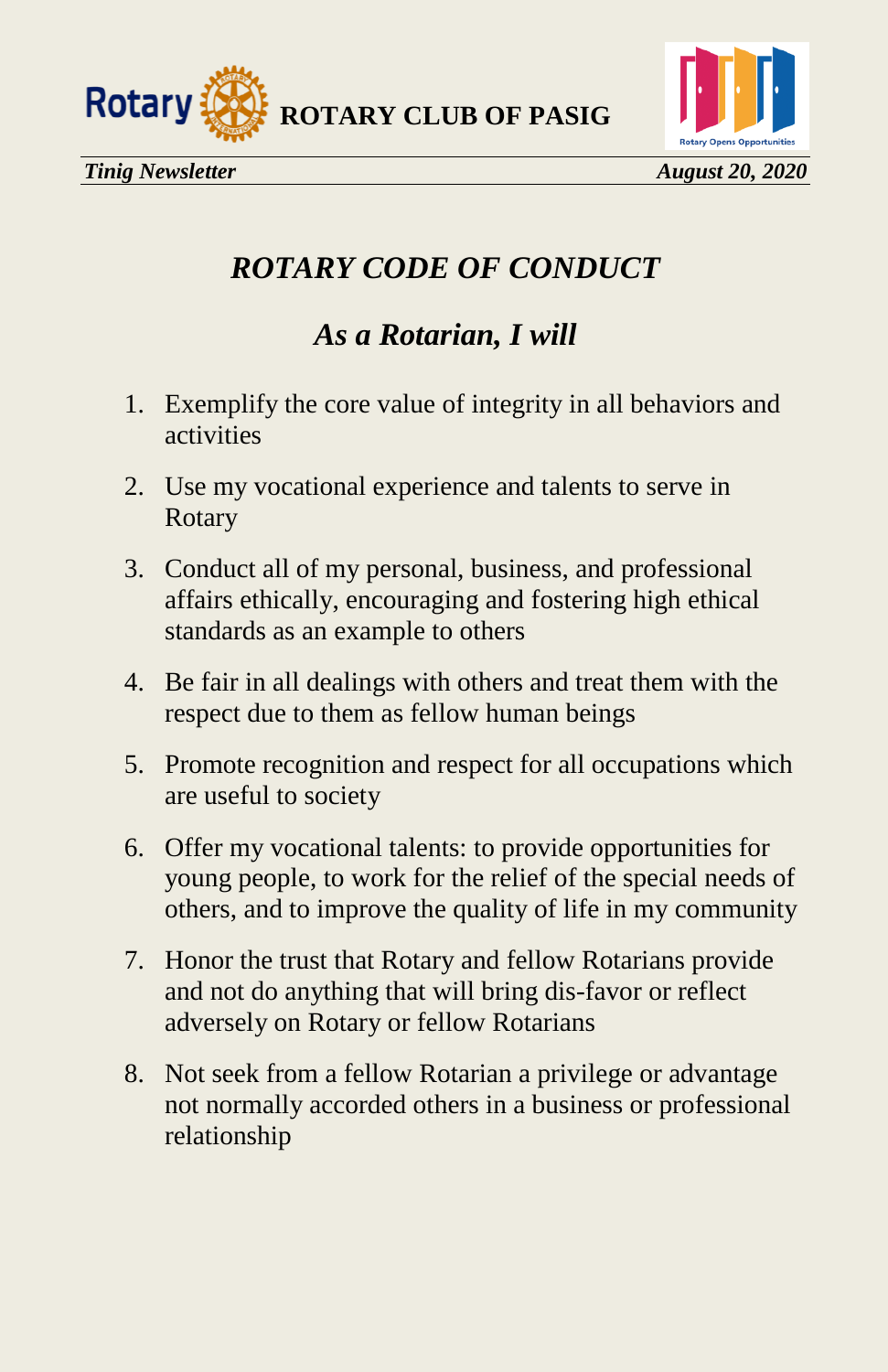# *ROTARY CODE OF CONDUCT*

## *As a Rotarian, I will*

1. Exemplify the core value of integrity in all behaviors and activities
2. Use my vocational experience and talents to serve in Rotary
3. Conduct all of my personal, business, and professional affairs ethically, encouraging and fostering high ethical standards as an example to others
4. Be fair in all dealings with others and treat them with the respect due to them as fellow human beings
5. Promote recognition and respect for all occupations which are useful to society
6. Offer my vocational talents: to provide opportunities for young people, to work for the relief of the special needs of others, and to improve the quality of life in my community
7. Honor the trust that Rotary and fellow Rotarians provide and not do anything that will bring dis-favor or reflect adversely on Rotary or fellow Rotarians
8. Not seek from a fellow Rotarian a privilege or advantage not normally accorded others in a business or professional relationship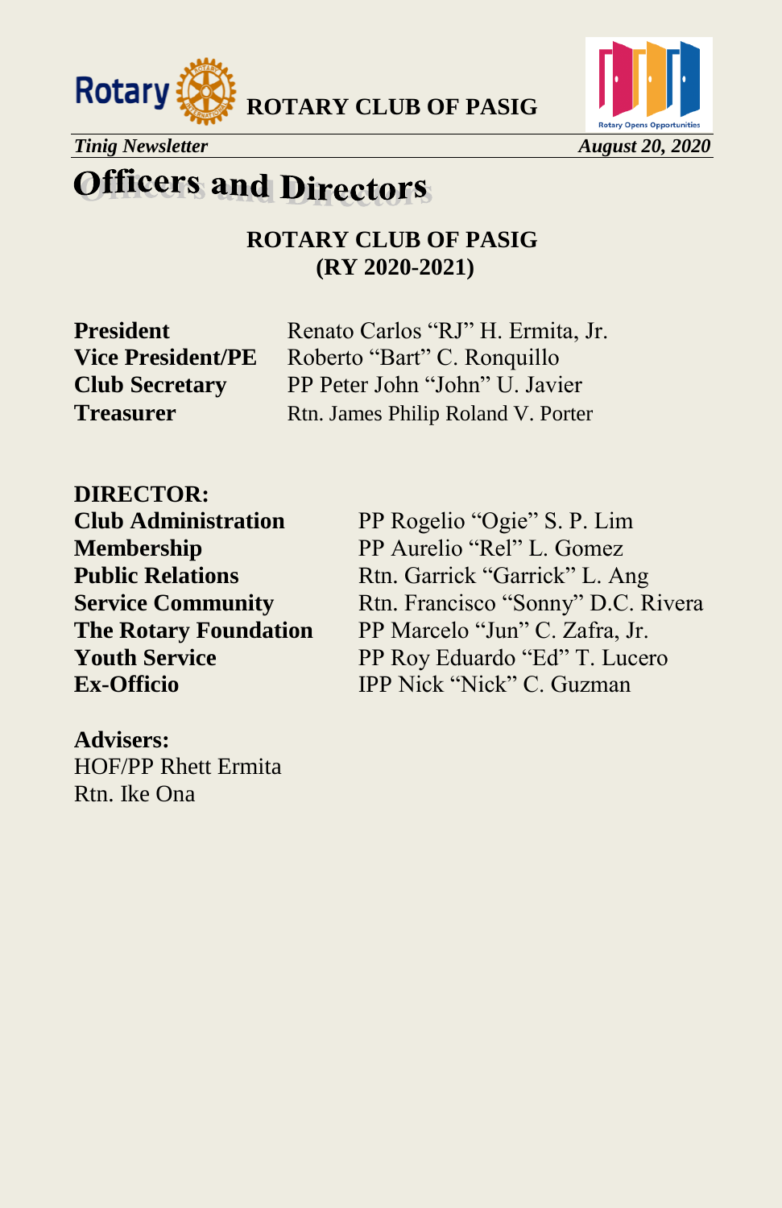# Officers and Directors

## ROTARY CLUB OF PASIG
## (RY 2020-2021)

| | |
|---|---|
| **President** | Renato Carlos "RJ" H. Ermita, Jr. |
| **Vice President/PE** | Roberto "Bart" C. Ronquillo |
| **Club Secretary** | PP Peter John "John" U. Javier |
| **Treasurer** | Rtn. James Philip Roland V. Porter |

**DIRECTOR:**

| | |
|---|---|
| **Club Administration** | PP Rogelio "Ogie" S. P. Lim |
| **Membership** | PP Aurelio "Rel" L. Gomez |
| **Public Relations** | Rtn. Garrick "Garrick" L. Ang |
| **Service Community** | Rtn. Francisco "Sonny" D.C. Rivera |
| **The Rotary Foundation** | PP Marcelo "Jun" C. Zafra, Jr. |
| **Youth Service** | PP Roy Eduardo "Ed" T. Lucero |
| **Ex-Officio** | IPP Nick "Nick" C. Guzman |

**Advisers:**
HOF/PP Rhett Ermita
Rtn. Ike Ona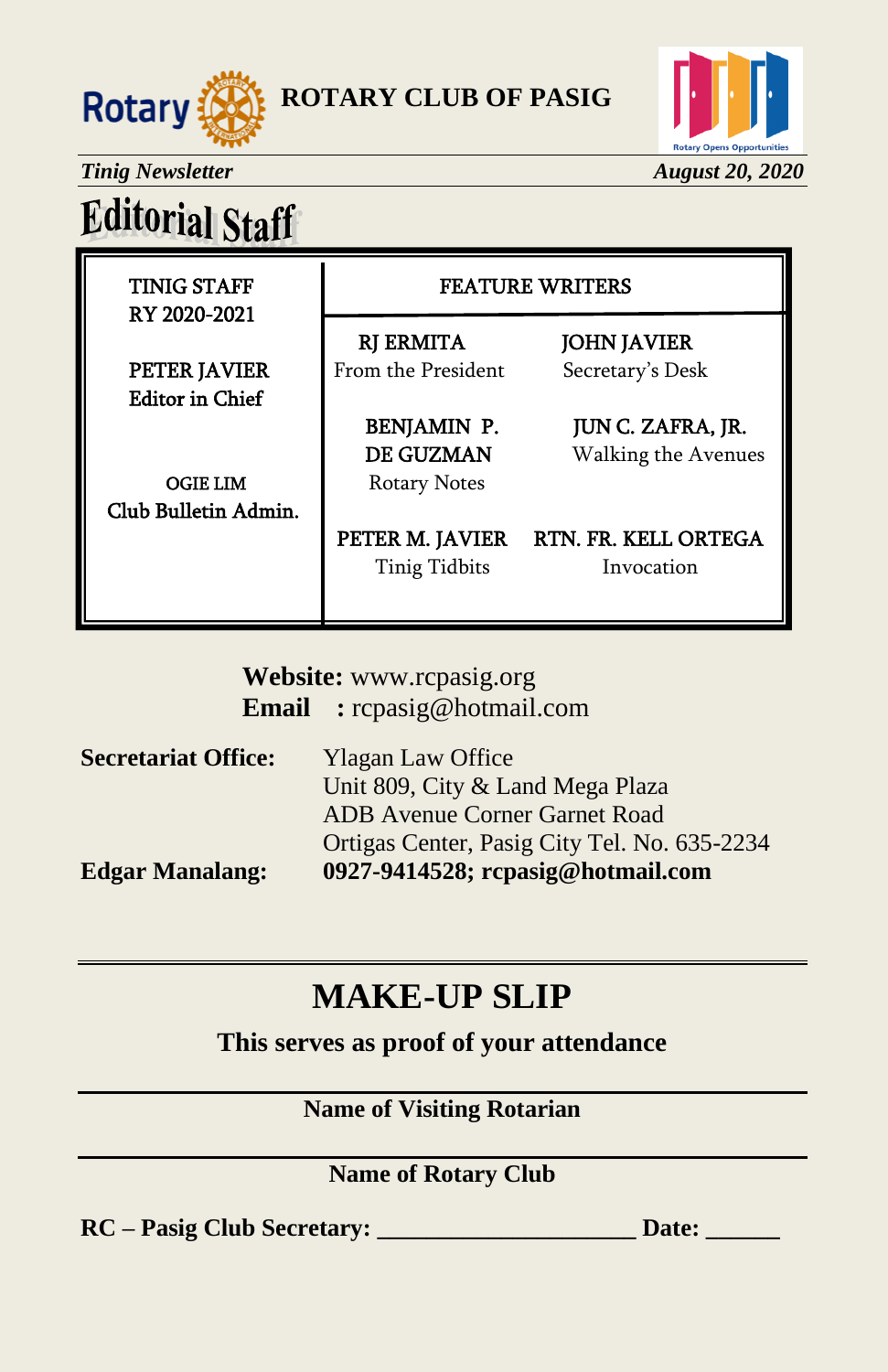# Editorial Staff

| TINIG STAFF RY 2020-2021 | FEATURE WRITERS | |
|---|---|---|
| PETER JAVIER<br>Editor in Chief | RJ ERMITA<br>From the President | JOHN JAVIER<br>Secretary's Desk |
| OGIE LIM<br>Club Bulletin Admin. | BENJAMIN P. DE GUZMAN<br>Rotary Notes | JUN C. ZAFRA, JR.<br>Walking the Avenues |
| | PETER M. JAVIER<br>Tinig Tidbits | RTN. FR. KELL ORTEGA<br>Invocation |

**Website:** www.rcpasig.org
**Email :** rcpasig@hotmail.com

**Secretariat Office:** Ylagan Law Office
Unit 809, City & Land Mega Plaza
ADB Avenue Corner Garnet Road
Ortigas Center, Pasig City Tel. No. 635-2234

**Edgar Manalang:** **0927-9414528; rcpasig@hotmail.com**

---

## MAKE-UP SLIP

**This serves as proof of your attendance**

---

**Name of Visiting Rotarian**

---

**Name of Rotary Club**

**RC – Pasig Club Secretary: ____________________ Date: ______**